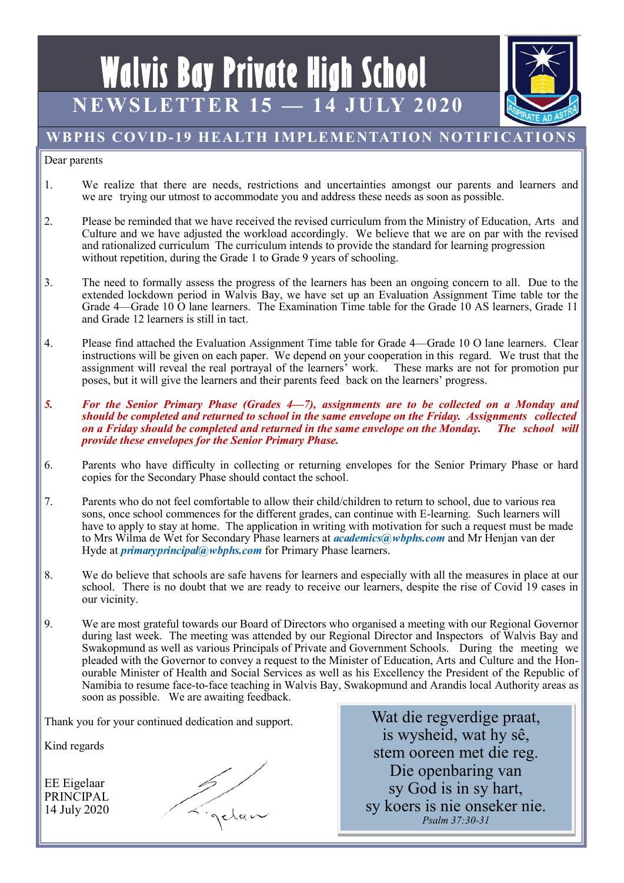# Walvis Bay Private High School

## NEWSLETTER 15 — 14 JULY 2020

ASPIRATE AD ASTRA

## WBPHS COVID-19 HEALTH IMPLEMENTATION NOTIFICATIONS

Dear parents

1. We realize that there are needs, restrictions and uncertainties amongst our parents and learners and we are trying our utmost to accommodate you and address these needs as soon as possible.

2. Please be reminded that we have received the revised curriculum from the Ministry of Education, Arts and Culture and we have adjusted the workload accordingly. We believe that we are on par with the revised and rationalized curriculum The curriculum intends to provide the standard for learning progression without repetition, during the Grade 1 to Grade 9 years of schooling.

3. The need to formally assess the progress of the learners has been an ongoing concern to all. Due to the extended lockdown period in Walvis Bay, we have set up an Evaluation Assignment Time table tor the Grade 4—Grade 10 O lane learners. The Examination Time table for the Grade 10 AS learners, Grade 11 and Grade 12 learners is still in tact.

4. Please find attached the Evaluation Assignment Time table for Grade 4—Grade 10 O lane learners. Clear instructions will be given on each paper. We depend on your cooperation in this regard. We trust that the assignment will reveal the real portrayal of the learners' work. These marks are not for promotion pur poses, but it will give the learners and their parents feed back on the learners' progress.

5. ***For the Senior Primary Phase (Grades 4—7), assignments are to be collected on a Monday and should be completed and returned to school in the same envelope on the Friday. Assignments collected on a Friday should be completed and returned in the same envelope on the Monday. The school will provide these envelopes for the Senior Primary Phase.***

6. Parents who have difficulty in collecting or returning envelopes for the Senior Primary Phase or hard copies for the Secondary Phase should contact the school.

7. Parents who do not feel comfortable to allow their child/children to return to school, due to various rea sons, once school commences for the different grades, can continue with E-learning. Such learners will have to apply to stay at home. The application in writing with motivation for such a request must be made to Mrs Wilma de Wet for Secondary Phase learners at ***academics@wbphs.com*** and Mr Henjan van der Hyde at ***primaryprincipal@wbphs.com*** for Primary Phase learners.

8. We do believe that schools are safe havens for learners and especially with all the measures in place at our school. There is no doubt that we are ready to receive our learners, despite the rise of Covid 19 cases in our vicinity.

9. We are most grateful towards our Board of Directors who organised a meeting with our Regional Governor during last week. The meeting was attended by our Regional Director and Inspectors of Walvis Bay and Swakopmund as well as various Principals of Private and Government Schools. During the meeting we pleaded with the Governor to convey a request to the Minister of Education, Arts and Culture and the Hon-ourable Minister of Health and Social Services as well as his Excellency the President of the Republic of Namibia to resume face-to-face teaching in Walvis Bay, Swakopmund and Arandis local Authority areas as soon as possible. We are awaiting feedback.

Thank you for your continued dedication and support.

Kind regards

EE Eigelaar
PRINCIPAL
14 July 2020

Wat die regverdige praat,
is wysheid, wat hy sê,
stem ooreen met die reg.
Die openbaring van
sy God is in sy hart,
sy koers is nie onseker nie.
*Psalm 37:30-31*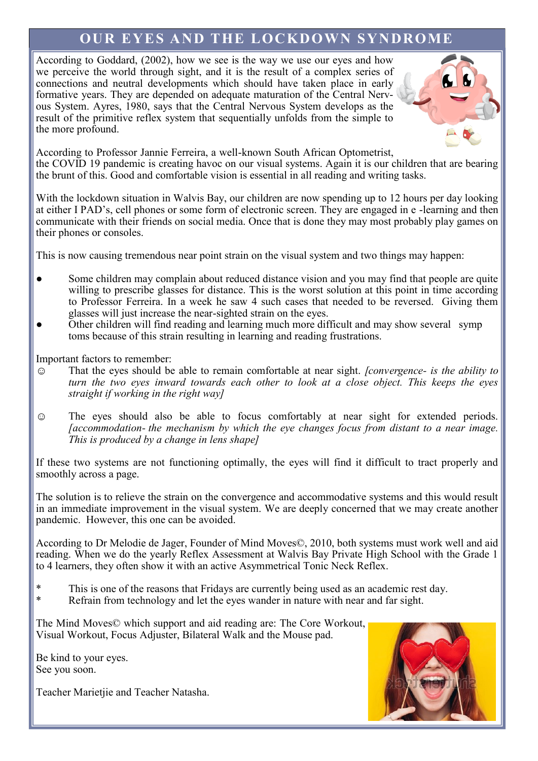# OUR EYES AND THE LOCKDOWN SYNDROME

According to Goddard, (2002), how we see is the way we use our eyes and how we perceive the world through sight, and it is the result of a complex series of connections and neutral developments which should have taken place in early formative years. They are depended on adequate maturation of the Central Nervous System. Ayres, 1980, says that the Central Nervous System develops as the result of the primitive reflex system that sequentially unfolds from the simple to the more profound.

According to Professor Jannie Ferreira, a well-known South African Optometrist, the COVID 19 pandemic is creating havoc on our visual systems. Again it is our children that are bearing the brunt of this. Good and comfortable vision is essential in all reading and writing tasks.

With the lockdown situation in Walvis Bay, our children are now spending up to 12 hours per day looking at either I PAD's, cell phones or some form of electronic screen. They are engaged in e -learning and then communicate with their friends on social media. Once that is done they may most probably play games on their phones or consoles.

This is now causing tremendous near point strain on the visual system and two things may happen:

- Some children may complain about reduced distance vision and you may find that people are quite willing to prescribe glasses for distance. This is the worst solution at this point in time according to Professor Ferreira. In a week he saw 4 such cases that needed to be reversed. Giving them glasses will just increase the near-sighted strain on the eyes.
- Other children will find reading and learning much more difficult and may show several symp toms because of this strain resulting in learning and reading frustrations.

Important factors to remember:

☺ That the eyes should be able to remain comfortable at near sight. *[convergence- is the ability to turn the two eyes inward towards each other to look at a close object. This keeps the eyes straight if working in the right way]*

☺ The eyes should also be able to focus comfortably at near sight for extended periods. *[accommodation- the mechanism by which the eye changes focus from distant to a near image. This is produced by a change in lens shape]*

If these two systems are not functioning optimally, the eyes will find it difficult to tract properly and smoothly across a page.

The solution is to relieve the strain on the convergence and accommodative systems and this would result in an immediate improvement in the visual system. We are deeply concerned that we may create another pandemic. However, this one can be avoided.

According to Dr Melodie de Jager, Founder of Mind Moves©, 2010, both systems must work well and aid reading. When we do the yearly Reflex Assessment at Walvis Bay Private High School with the Grade 1 to 4 learners, they often show it with an active Asymmetrical Tonic Neck Reflex.

* This is one of the reasons that Fridays are currently being used as an academic rest day.
* Refrain from technology and let the eyes wander in nature with near and far sight.

The Mind Moves© which support and aid reading are: The Core Workout, Visual Workout, Focus Adjuster, Bilateral Walk and the Mouse pad.

Be kind to your eyes.
See you soon.

Teacher Marietjie and Teacher Natasha.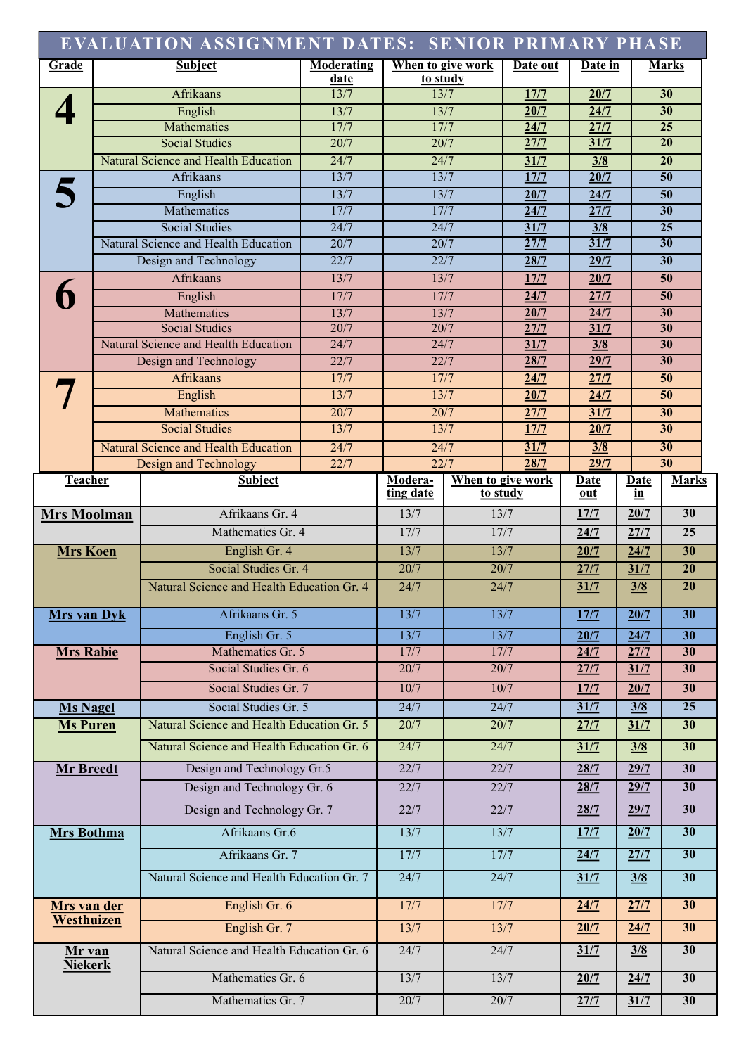# EVALUATION ASSIGNMENT DATES: SENIOR PRIMARY PHASE

| Grade | Subject | Moderating date | When to give work to study | Date out | Date in | Marks |
|---|---|---|---|---|---|---|
| 4 | Afrikaans | 13/7 | 13/7 | 17/7 | 20/7 | 30 |
| | English | 13/7 | 13/7 | 20/7 | 24/7 | 30 |
| | Mathematics | 17/7 | 17/7 | 24/7 | 27/7 | 25 |
| | Social Studies | 20/7 | 20/7 | 27/7 | 31/7 | 20 |
| | Natural Science and Health Education | 24/7 | 24/7 | 31/7 | 3/8 | 20 |
| 5 | Afrikaans | 13/7 | 13/7 | 17/7 | 20/7 | 50 |
| | English | 13/7 | 13/7 | 20/7 | 24/7 | 50 |
| | Mathematics | 17/7 | 17/7 | 24/7 | 27/7 | 30 |
| | Social Studies | 24/7 | 24/7 | 31/7 | 3/8 | 25 |
| | Natural Science and Health Education | 20/7 | 20/7 | 27/7 | 31/7 | 30 |
| | Design and Technology | 22/7 | 22/7 | 28/7 | 29/7 | 30 |
| 6 | Afrikaans | 13/7 | 13/7 | 17/7 | 20/7 | 50 |
| | English | 17/7 | 17/7 | 24/7 | 27/7 | 50 |
| | Mathematics | 13/7 | 13/7 | 20/7 | 24/7 | 30 |
| | Social Studies | 20/7 | 20/7 | 27/7 | 31/7 | 30 |
| | Natural Science and Health Education | 24/7 | 24/7 | 31/7 | 3/8 | 30 |
| | Design and Technology | 22/7 | 22/7 | 28/7 | 29/7 | 30 |
| 7 | Afrikaans | 17/7 | 17/7 | 24/7 | 27/7 | 50 |
| | English | 13/7 | 13/7 | 20/7 | 24/7 | 50 |
| | Mathematics | 20/7 | 20/7 | 27/7 | 31/7 | 30 |
| | Social Studies | 13/7 | 13/7 | 17/7 | 20/7 | 30 |
| | Natural Science and Health Education | 24/7 | 24/7 | 31/7 | 3/8 | 30 |
| | Design and Technology | 22/7 | 22/7 | 28/7 | 29/7 | 30 |

| Teacher | Subject | Moderating date | When to give work to study | Date out | Date in | Marks |
|---|---|---|---|---|---|---|
| Mrs Moolman | Afrikaans Gr. 4 | 13/7 | 13/7 | 17/7 | 20/7 | 30 |
| | Mathematics Gr. 4 | 17/7 | 17/7 | 24/7 | 27/7 | 25 |
| Mrs Koen | English Gr. 4 | 13/7 | 13/7 | 20/7 | 24/7 | 30 |
| | Social Studies Gr. 4 | 20/7 | 20/7 | 27/7 | 31/7 | 20 |
| | Natural Science and Health Education Gr. 4 | 24/7 | 24/7 | 31/7 | 3/8 | 20 |
| Mrs van Dyk | Afrikaans Gr. 5 | 13/7 | 13/7 | 17/7 | 20/7 | 30 |
| | English Gr. 5 | 13/7 | 13/7 | 20/7 | 24/7 | 30 |
| Mrs Rabie | Mathematics Gr. 5 | 17/7 | 17/7 | 24/7 | 27/7 | 30 |
| | Social Studies Gr. 6 | 20/7 | 20/7 | 27/7 | 31/7 | 30 |
| | Social Studies Gr. 7 | 10/7 | 10/7 | 17/7 | 20/7 | 30 |
| Ms Nagel | Social Studies Gr. 5 | 24/7 | 24/7 | 31/7 | 3/8 | 25 |
| Ms Puren | Natural Science and Health Education Gr. 5 | 20/7 | 20/7 | 27/7 | 31/7 | 30 |
| | Natural Science and Health Education Gr. 6 | 24/7 | 24/7 | 31/7 | 3/8 | 30 |
| Mr Breedt | Design and Technology Gr.5 | 22/7 | 22/7 | 28/7 | 29/7 | 30 |
| | Design and Technology Gr. 6 | 22/7 | 22/7 | 28/7 | 29/7 | 30 |
| | Design and Technology Gr. 7 | 22/7 | 22/7 | 28/7 | 29/7 | 30 |
| Mrs Bothma | Afrikaans Gr.6 | 13/7 | 13/7 | 17/7 | 20/7 | 30 |
| | Afrikaans Gr. 7 | 17/7 | 17/7 | 24/7 | 27/7 | 30 |
| | Natural Science and Health Education Gr. 7 | 24/7 | 24/7 | 31/7 | 3/8 | 30 |
| Mrs van der Westhuizen | English Gr. 6 | 17/7 | 17/7 | 24/7 | 27/7 | 30 |
| | English Gr. 7 | 13/7 | 13/7 | 20/7 | 24/7 | 30 |
| Mr van Niekerk | Natural Science and Health Education Gr. 6 | 24/7 | 24/7 | 31/7 | 3/8 | 30 |
| | Mathematics Gr. 6 | 13/7 | 13/7 | 20/7 | 24/7 | 30 |
| | Mathematics Gr. 7 | 20/7 | 20/7 | 27/7 | 31/7 | 30 |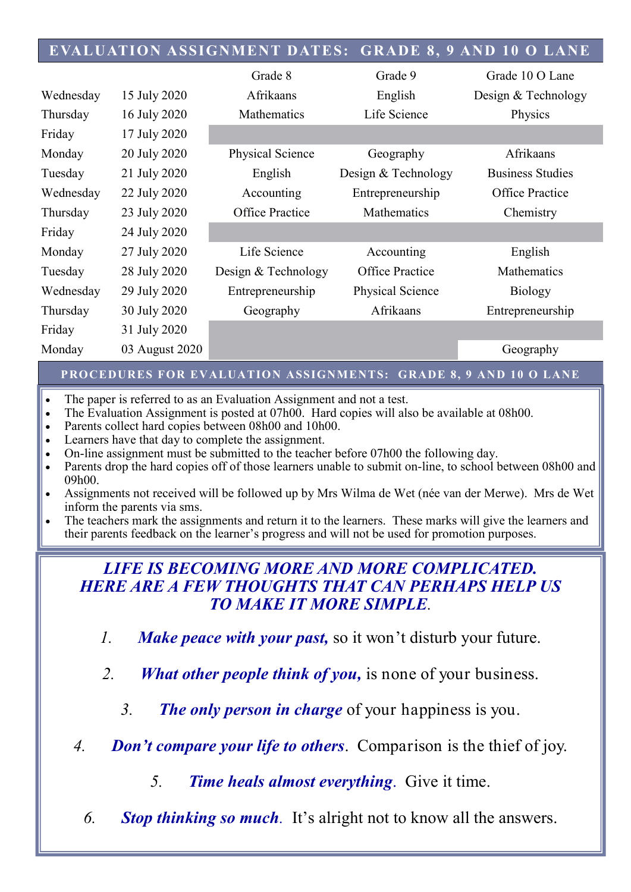## EVALUATION ASSIGNMENT DATES: GRADE 8, 9 AND 10 O LANE

| | | Grade 8 | Grade 9 | Grade 10 O Lane |
|---|---|---|---|---|
| Wednesday | 15 July 2020 | Afrikaans | English | Design & Technology |
| Thursday | 16 July 2020 | Mathematics | Life Science | Physics |
| Friday | 17 July 2020 | | | |
| Monday | 20 July 2020 | Physical Science | Geography | Afrikaans |
| Tuesday | 21 July 2020 | English | Design & Technology | Business Studies |
| Wednesday | 22 July 2020 | Accounting | Entrepreneurship | Office Practice |
| Thursday | 23 July 2020 | Office Practice | Mathematics | Chemistry |
| Friday | 24 July 2020 | | | |
| Monday | 27 July 2020 | Life Science | Accounting | English |
| Tuesday | 28 July 2020 | Design & Technology | Office Practice | Mathematics |
| Wednesday | 29 July 2020 | Entrepreneurship | Physical Science | Biology |
| Thursday | 30 July 2020 | Geography | Afrikaans | Entrepreneurship |
| Friday | 31 July 2020 | | | |
| Monday | 03 August 2020 | | | Geography |

## PROCEDURES FOR EVALUATION ASSIGNMENTS: GRADE 8, 9 AND 10 O LANE

- The paper is referred to as an Evaluation Assignment and not a test.
- The Evaluation Assignment is posted at 07h00. Hard copies will also be available at 08h00.
- Parents collect hard copies between 08h00 and 10h00.
- Learners have that day to complete the assignment.
- On-line assignment must be submitted to the teacher before 07h00 the following day.
- Parents drop the hard copies off of those learners unable to submit on-line, to school between 08h00 and 09h00.
- Assignments not received will be followed up by Mrs Wilma de Wet (née van der Merwe). Mrs de Wet inform the parents via sms.
- The teachers mark the assignments and return it to the learners. These marks will give the learners and their parents feedback on the learner's progress and will not be used for promotion purposes.

### *LIFE IS BECOMING MORE AND MORE COMPLICATED. HERE ARE A FEW THOUGHTS THAT CAN PERHAPS HELP US TO MAKE IT MORE SIMPLE.*

1. ***Make peace with your past,*** so it won't disturb your future.
2. ***What other people think of you,*** is none of your business.
3. ***The only person in charge*** of your happiness is you.
4. ***Don't compare your life to others***. Comparison is the thief of joy.
5. ***Time heals almost everything***. Give it time.
6. ***Stop thinking so much***. It's alright not to know all the answers.